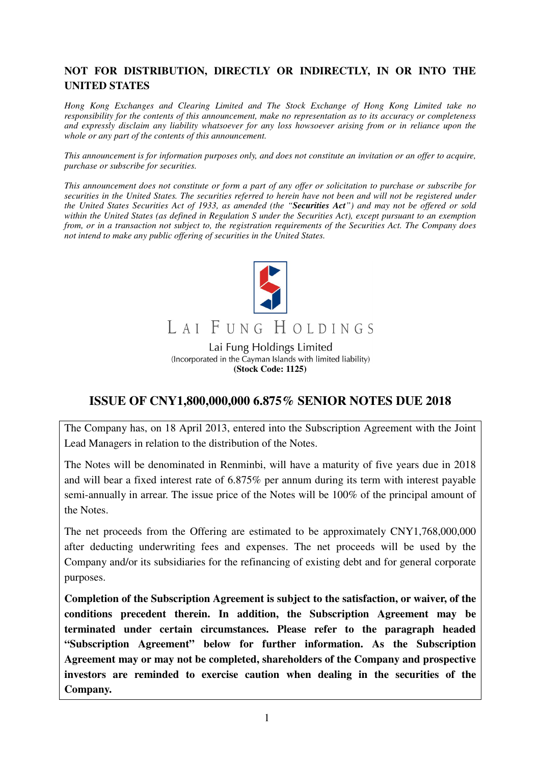**NOT FOR DISTRIBUTION, DIRECTLY OR INDIRECTLY, IN OR INTO THE UNITED STATES**

*Hong Kong Exchanges and Clearing Limited and The Stock Exchange of Hong Kong Limited take no responsibility for the contents of this announcement, make no representation as to its accuracy or completeness and expressly disclaim any liability whatsoever for any loss howsoever arising from or in reliance upon the whole or any part of the contents of this announcement.*

*This announcement is for information purposes only, and does not constitute an invitation or an offer to acquire, purchase or subscribe for securities.*

*This announcement does not constitute or form a part of any offer or solicitation to purchase or subscribe for securities in the United States. The securities referred to herein have not been and will not be registered under the United States Securities Act of 1933, as amended (the "**Securities Act**") and may not be offered or sold within the United States (as defined in Regulation S under the Securities Act), except pursuant to an exemption from, or in a transaction not subject to, the registration requirements of the Securities Act. The Company does not intend to make any public offering of securities in the United States.*

LAI FUNG HOLDINGS

Lai Fung Holdings Limited
(Incorporated in the Cayman Islands with limited liability)
**(Stock Code: 1125)**

# ISSUE OF CNY1,800,000,000 6.875% SENIOR NOTES DUE 2018

The Company has, on 18 April 2013, entered into the Subscription Agreement with the Joint Lead Managers in relation to the distribution of the Notes.

The Notes will be denominated in Renminbi, will have a maturity of five years due in 2018 and will bear a fixed interest rate of 6.875% per annum during its term with interest payable semi-annually in arrear. The issue price of the Notes will be 100% of the principal amount of the Notes.

The net proceeds from the Offering are estimated to be approximately CNY1,768,000,000 after deducting underwriting fees and expenses. The net proceeds will be used by the Company and/or its subsidiaries for the refinancing of existing debt and for general corporate purposes.

**Completion of the Subscription Agreement is subject to the satisfaction, or waiver, of the conditions precedent therein. In addition, the Subscription Agreement may be terminated under certain circumstances. Please refer to the paragraph headed "Subscription Agreement" below for further information. As the Subscription Agreement may or may not be completed, shareholders of the Company and prospective investors are reminded to exercise caution when dealing in the securities of the Company.**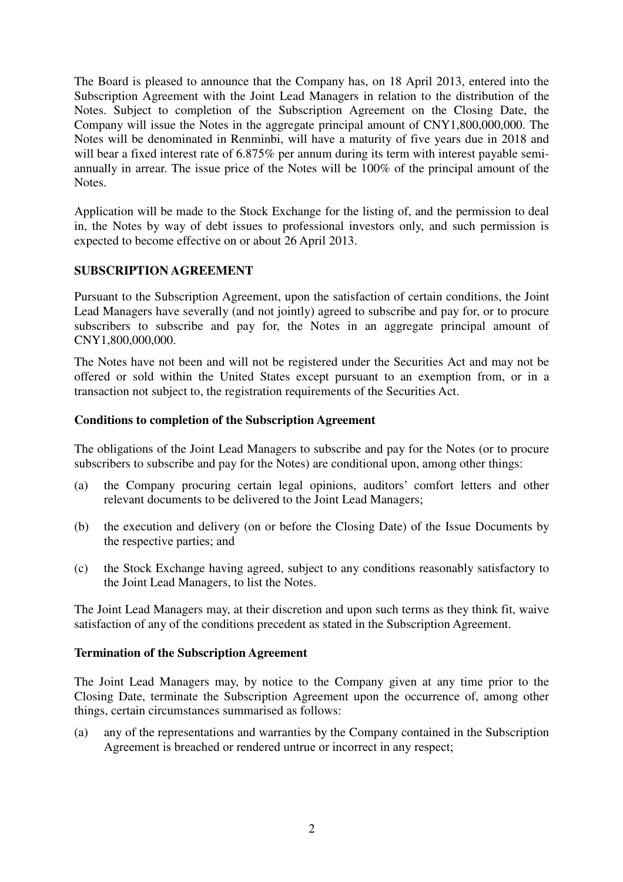The Board is pleased to announce that the Company has, on 18 April 2013, entered into the Subscription Agreement with the Joint Lead Managers in relation to the distribution of the Notes. Subject to completion of the Subscription Agreement on the Closing Date, the Company will issue the Notes in the aggregate principal amount of CNY1,800,000,000. The Notes will be denominated in Renminbi, will have a maturity of five years due in 2018 and will bear a fixed interest rate of 6.875% per annum during its term with interest payable semi-annually in arrear. The issue price of the Notes will be 100% of the principal amount of the Notes.

Application will be made to the Stock Exchange for the listing of, and the permission to deal in, the Notes by way of debt issues to professional investors only, and such permission is expected to become effective on or about 26 April 2013.

## SUBSCRIPTION AGREEMENT

Pursuant to the Subscription Agreement, upon the satisfaction of certain conditions, the Joint Lead Managers have severally (and not jointly) agreed to subscribe and pay for, or to procure subscribers to subscribe and pay for, the Notes in an aggregate principal amount of CNY1,800,000,000.

The Notes have not been and will not be registered under the Securities Act and may not be offered or sold within the United States except pursuant to an exemption from, or in a transaction not subject to, the registration requirements of the Securities Act.

### Conditions to completion of the Subscription Agreement

The obligations of the Joint Lead Managers to subscribe and pay for the Notes (or to procure subscribers to subscribe and pay for the Notes) are conditional upon, among other things:

(a) the Company procuring certain legal opinions, auditors' comfort letters and other relevant documents to be delivered to the Joint Lead Managers;

(b) the execution and delivery (on or before the Closing Date) of the Issue Documents by the respective parties; and

(c) the Stock Exchange having agreed, subject to any conditions reasonably satisfactory to the Joint Lead Managers, to list the Notes.

The Joint Lead Managers may, at their discretion and upon such terms as they think fit, waive satisfaction of any of the conditions precedent as stated in the Subscription Agreement.

### Termination of the Subscription Agreement

The Joint Lead Managers may, by notice to the Company given at any time prior to the Closing Date, terminate the Subscription Agreement upon the occurrence of, among other things, certain circumstances summarised as follows:

(a) any of the representations and warranties by the Company contained in the Subscription Agreement is breached or rendered untrue or incorrect in any respect;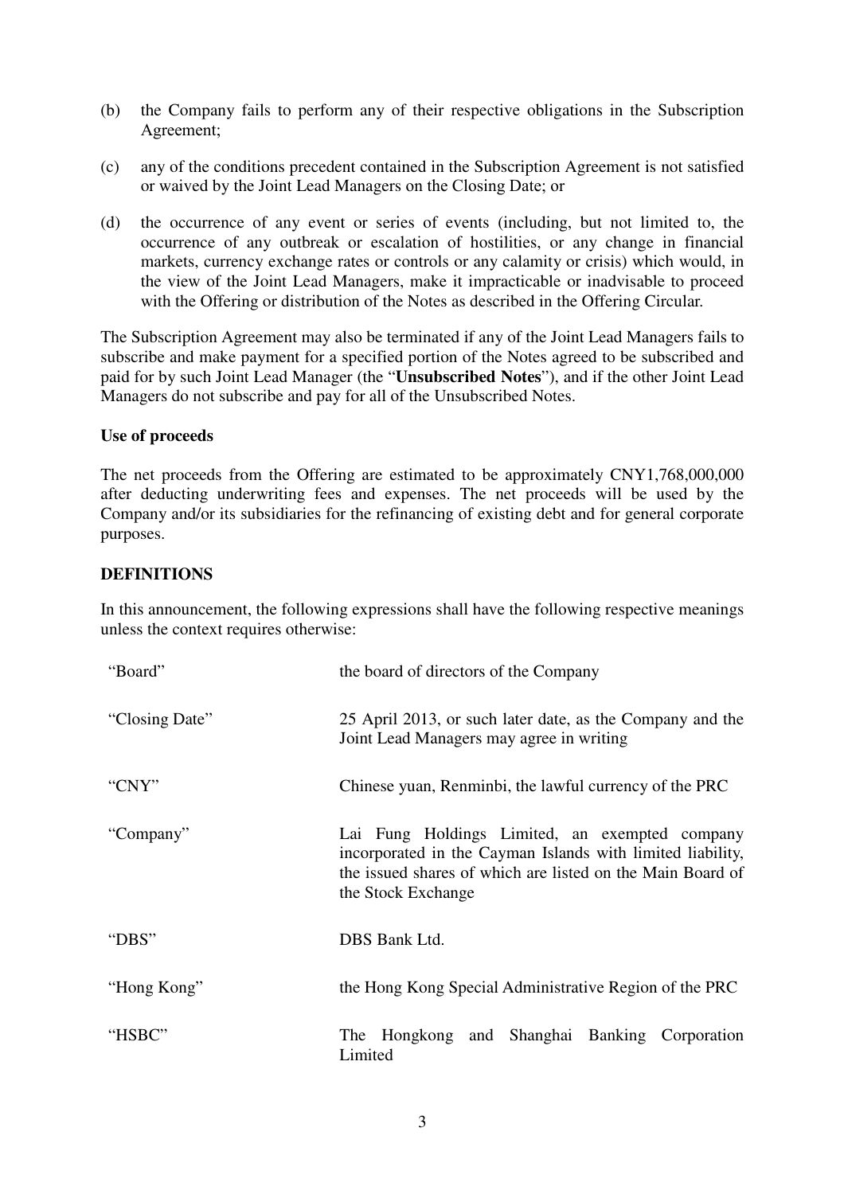(b) the Company fails to perform any of their respective obligations in the Subscription Agreement;

(c) any of the conditions precedent contained in the Subscription Agreement is not satisfied or waived by the Joint Lead Managers on the Closing Date; or

(d) the occurrence of any event or series of events (including, but not limited to, the occurrence of any outbreak or escalation of hostilities, or any change in financial markets, currency exchange rates or controls or any calamity or crisis) which would, in the view of the Joint Lead Managers, make it impracticable or inadvisable to proceed with the Offering or distribution of the Notes as described in the Offering Circular.

The Subscription Agreement may also be terminated if any of the Joint Lead Managers fails to subscribe and make payment for a specified portion of the Notes agreed to be subscribed and paid for by such Joint Lead Manager (the "**Unsubscribed Notes**"), and if the other Joint Lead Managers do not subscribe and pay for all of the Unsubscribed Notes.

**Use of proceeds**

The net proceeds from the Offering are estimated to be approximately CNY1,768,000,000 after deducting underwriting fees and expenses. The net proceeds will be used by the Company and/or its subsidiaries for the refinancing of existing debt and for general corporate purposes.

**DEFINITIONS**

In this announcement, the following expressions shall have the following respective meanings unless the context requires otherwise:

| | |
|---|---|
| "Board" | the board of directors of the Company |
| "Closing Date" | 25 April 2013, or such later date, as the Company and the Joint Lead Managers may agree in writing |
| "CNY" | Chinese yuan, Renminbi, the lawful currency of the PRC |
| "Company" | Lai Fung Holdings Limited, an exempted company incorporated in the Cayman Islands with limited liability, the issued shares of which are listed on the Main Board of the Stock Exchange |
| "DBS" | DBS Bank Ltd. |
| "Hong Kong" | the Hong Kong Special Administrative Region of the PRC |
| "HSBC" | The Hongkong and Shanghai Banking Corporation Limited |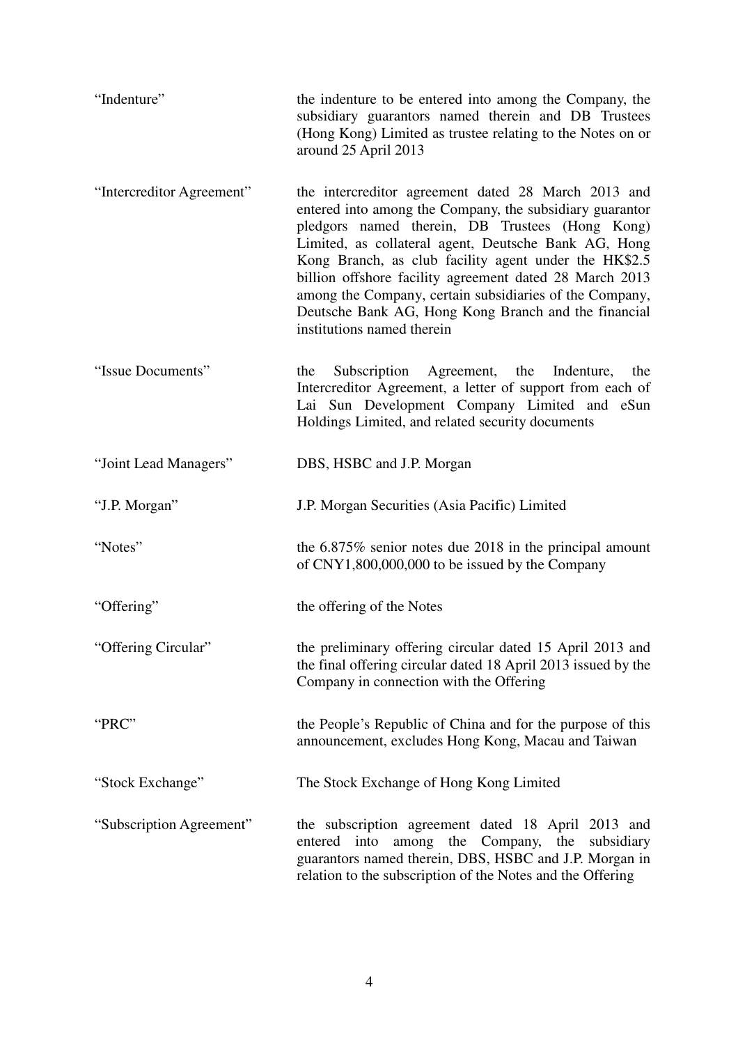| | |
|---|---|
| "Indenture" | the indenture to be entered into among the Company, the subsidiary guarantors named therein and DB Trustees (Hong Kong) Limited as trustee relating to the Notes on or around 25 April 2013 |
| "Intercreditor Agreement" | the intercreditor agreement dated 28 March 2013 and entered into among the Company, the subsidiary guarantor pledgors named therein, DB Trustees (Hong Kong) Limited, as collateral agent, Deutsche Bank AG, Hong Kong Branch, as club facility agent under the HK$2.5 billion offshore facility agreement dated 28 March 2013 among the Company, certain subsidiaries of the Company, Deutsche Bank AG, Hong Kong Branch and the financial institutions named therein |
| "Issue Documents" | the Subscription Agreement, the Indenture, the Intercreditor Agreement, a letter of support from each of Lai Sun Development Company Limited and eSun Holdings Limited, and related security documents |
| "Joint Lead Managers" | DBS, HSBC and J.P. Morgan |
| "J.P. Morgan" | J.P. Morgan Securities (Asia Pacific) Limited |
| "Notes" | the 6.875% senior notes due 2018 in the principal amount of CNY1,800,000,000 to be issued by the Company |
| "Offering" | the offering of the Notes |
| "Offering Circular" | the preliminary offering circular dated 15 April 2013 and the final offering circular dated 18 April 2013 issued by the Company in connection with the Offering |
| "PRC" | the People's Republic of China and for the purpose of this announcement, excludes Hong Kong, Macau and Taiwan |
| "Stock Exchange" | The Stock Exchange of Hong Kong Limited |
| "Subscription Agreement" | the subscription agreement dated 18 April 2013 and entered into among the Company, the subsidiary guarantors named therein, DBS, HSBC and J.P. Morgan in relation to the subscription of the Notes and the Offering |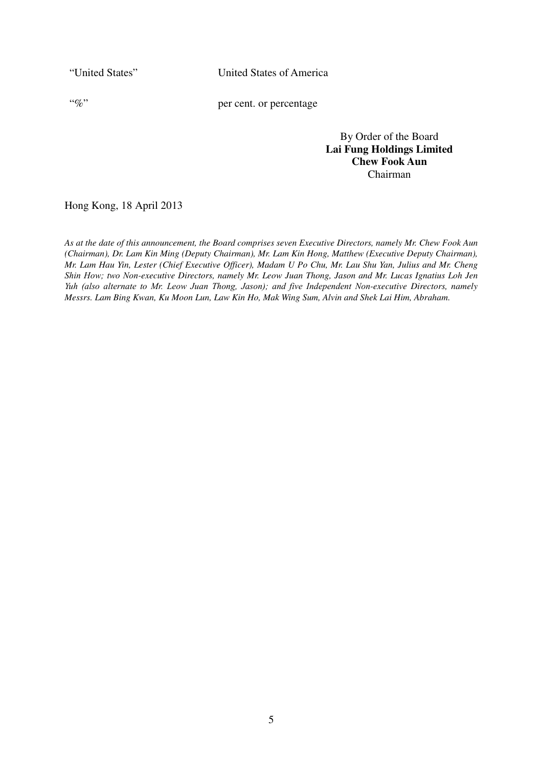| | |
|---|---|
| "United States" | United States of America |
| "%" | per cent. or percentage |

By Order of the Board
**Lai Fung Holdings Limited**
**Chew Fook Aun**
Chairman

Hong Kong, 18 April 2013

*As at the date of this announcement, the Board comprises seven Executive Directors, namely Mr. Chew Fook Aun (Chairman), Dr. Lam Kin Ming (Deputy Chairman), Mr. Lam Kin Hong, Matthew (Executive Deputy Chairman), Mr. Lam Hau Yin, Lester (Chief Executive Officer), Madam U Po Chu, Mr. Lau Shu Yan, Julius and Mr. Cheng Shin How; two Non-executive Directors, namely Mr. Leow Juan Thong, Jason and Mr. Lucas Ignatius Loh Jen Yuh (also alternate to Mr. Leow Juan Thong, Jason); and five Independent Non-executive Directors, namely Messrs. Lam Bing Kwan, Ku Moon Lun, Law Kin Ho, Mak Wing Sum, Alvin and Shek Lai Him, Abraham.*